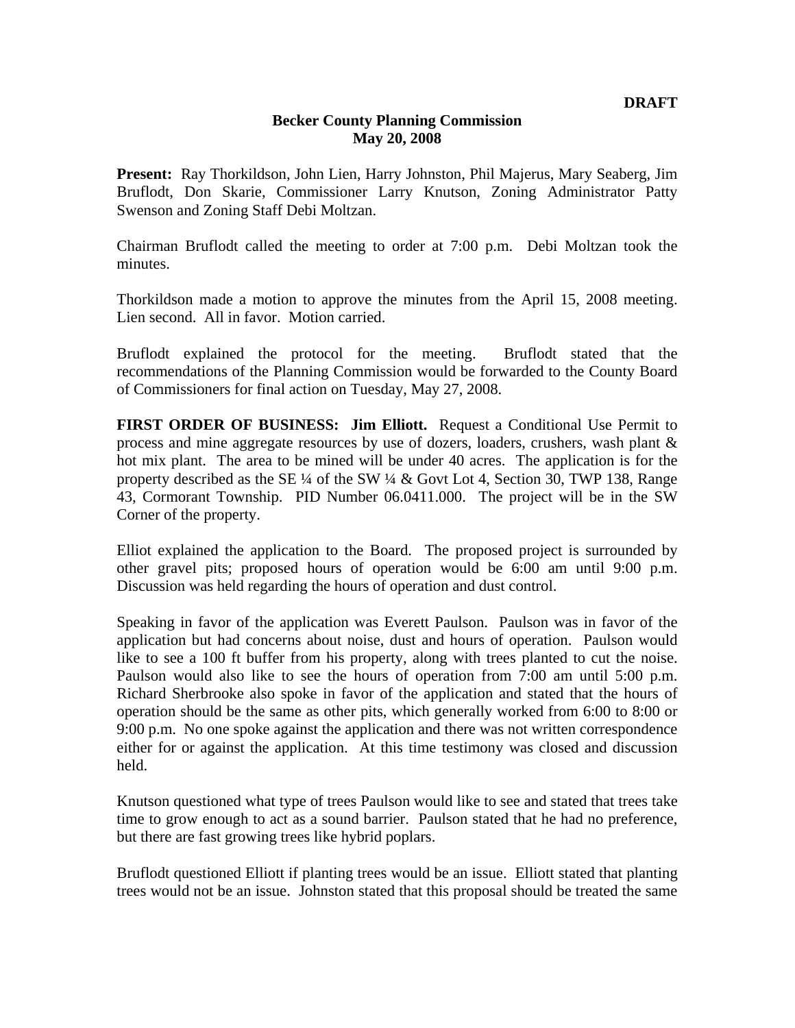**DRAFT**

**Becker County Planning Commission**
**May 20, 2008**

**Present:** Ray Thorkildson, John Lien, Harry Johnston, Phil Majerus, Mary Seaberg, Jim Bruflodt, Don Skarie, Commissioner Larry Knutson, Zoning Administrator Patty Swenson and Zoning Staff Debi Moltzan.

Chairman Bruflodt called the meeting to order at 7:00 p.m. Debi Moltzan took the minutes.

Thorkildson made a motion to approve the minutes from the April 15, 2008 meeting. Lien second. All in favor. Motion carried.

Bruflodt explained the protocol for the meeting. Bruflodt stated that the recommendations of the Planning Commission would be forwarded to the County Board of Commissioners for final action on Tuesday, May 27, 2008.

**FIRST ORDER OF BUSINESS: Jim Elliott.** Request a Conditional Use Permit to process and mine aggregate resources by use of dozers, loaders, crushers, wash plant & hot mix plant. The area to be mined will be under 40 acres. The application is for the property described as the SE ¼ of the SW ¼ & Govt Lot 4, Section 30, TWP 138, Range 43, Cormorant Township. PID Number 06.0411.000. The project will be in the SW Corner of the property.

Elliot explained the application to the Board. The proposed project is surrounded by other gravel pits; proposed hours of operation would be 6:00 am until 9:00 p.m. Discussion was held regarding the hours of operation and dust control.

Speaking in favor of the application was Everett Paulson. Paulson was in favor of the application but had concerns about noise, dust and hours of operation. Paulson would like to see a 100 ft buffer from his property, along with trees planted to cut the noise. Paulson would also like to see the hours of operation from 7:00 am until 5:00 p.m. Richard Sherbrooke also spoke in favor of the application and stated that the hours of operation should be the same as other pits, which generally worked from 6:00 to 8:00 or 9:00 p.m. No one spoke against the application and there was not written correspondence either for or against the application. At this time testimony was closed and discussion held.

Knutson questioned what type of trees Paulson would like to see and stated that trees take time to grow enough to act as a sound barrier. Paulson stated that he had no preference, but there are fast growing trees like hybrid poplars.

Bruflodt questioned Elliott if planting trees would be an issue. Elliott stated that planting trees would not be an issue. Johnston stated that this proposal should be treated the same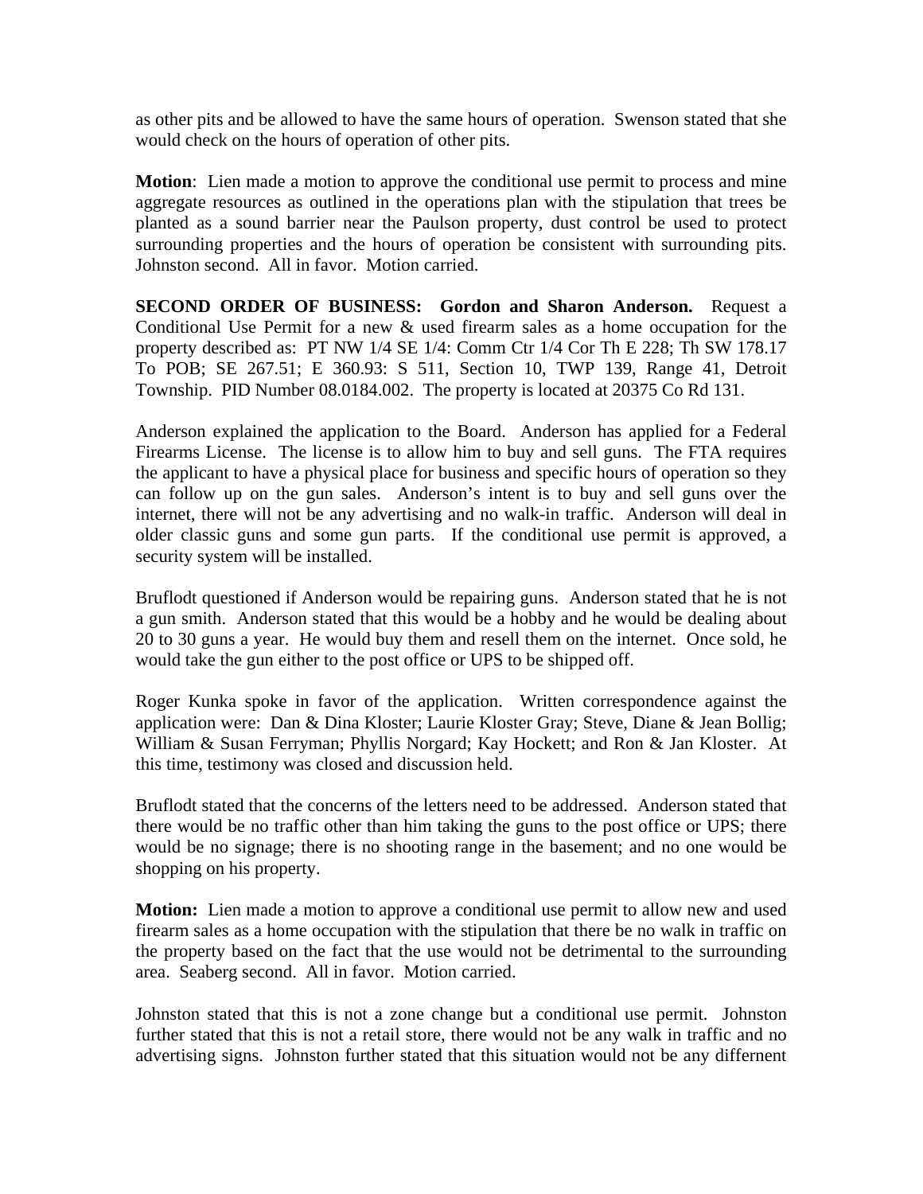as other pits and be allowed to have the same hours of operation. Swenson stated that she would check on the hours of operation of other pits.

**Motion**: Lien made a motion to approve the conditional use permit to process and mine aggregate resources as outlined in the operations plan with the stipulation that trees be planted as a sound barrier near the Paulson property, dust control be used to protect surrounding properties and the hours of operation be consistent with surrounding pits. Johnston second. All in favor. Motion carried.

**SECOND ORDER OF BUSINESS: Gordon and Sharon Anderson.** Request a Conditional Use Permit for a new & used firearm sales as a home occupation for the property described as: PT NW 1/4 SE 1/4: Comm Ctr 1/4 Cor Th E 228; Th SW 178.17 To POB; SE 267.51; E 360.93: S 511, Section 10, TWP 139, Range 41, Detroit Township. PID Number 08.0184.002. The property is located at 20375 Co Rd 131.

Anderson explained the application to the Board. Anderson has applied for a Federal Firearms License. The license is to allow him to buy and sell guns. The FTA requires the applicant to have a physical place for business and specific hours of operation so they can follow up on the gun sales. Anderson's intent is to buy and sell guns over the internet, there will not be any advertising and no walk-in traffic. Anderson will deal in older classic guns and some gun parts. If the conditional use permit is approved, a security system will be installed.

Bruflodt questioned if Anderson would be repairing guns. Anderson stated that he is not a gun smith. Anderson stated that this would be a hobby and he would be dealing about 20 to 30 guns a year. He would buy them and resell them on the internet. Once sold, he would take the gun either to the post office or UPS to be shipped off.

Roger Kunka spoke in favor of the application. Written correspondence against the application were: Dan & Dina Kloster; Laurie Kloster Gray; Steve, Diane & Jean Bollig; William & Susan Ferryman; Phyllis Norgard; Kay Hockett; and Ron & Jan Kloster. At this time, testimony was closed and discussion held.

Bruflodt stated that the concerns of the letters need to be addressed. Anderson stated that there would be no traffic other than him taking the guns to the post office or UPS; there would be no signage; there is no shooting range in the basement; and no one would be shopping on his property.

**Motion:** Lien made a motion to approve a conditional use permit to allow new and used firearm sales as a home occupation with the stipulation that there be no walk in traffic on the property based on the fact that the use would not be detrimental to the surrounding area. Seaberg second. All in favor. Motion carried.

Johnston stated that this is not a zone change but a conditional use permit. Johnston further stated that this is not a retail store, there would not be any walk in traffic and no advertising signs. Johnston further stated that this situation would not be any differnent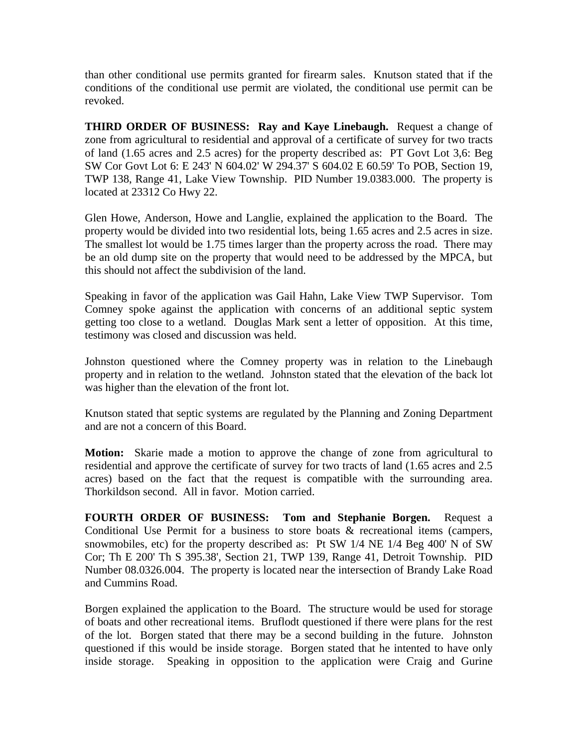than other conditional use permits granted for firearm sales. Knutson stated that if the conditions of the conditional use permit are violated, the conditional use permit can be revoked.

**THIRD ORDER OF BUSINESS: Ray and Kaye Linebaugh.** Request a change of zone from agricultural to residential and approval of a certificate of survey for two tracts of land (1.65 acres and 2.5 acres) for the property described as: PT Govt Lot 3,6: Beg SW Cor Govt Lot 6: E 243' N 604.02' W 294.37' S 604.02 E 60.59' To POB, Section 19, TWP 138, Range 41, Lake View Township. PID Number 19.0383.000. The property is located at 23312 Co Hwy 22.

Glen Howe, Anderson, Howe and Langlie, explained the application to the Board. The property would be divided into two residential lots, being 1.65 acres and 2.5 acres in size. The smallest lot would be 1.75 times larger than the property across the road. There may be an old dump site on the property that would need to be addressed by the MPCA, but this should not affect the subdivision of the land.

Speaking in favor of the application was Gail Hahn, Lake View TWP Supervisor. Tom Comney spoke against the application with concerns of an additional septic system getting too close to a wetland. Douglas Mark sent a letter of opposition. At this time, testimony was closed and discussion was held.

Johnston questioned where the Comney property was in relation to the Linebaugh property and in relation to the wetland. Johnston stated that the elevation of the back lot was higher than the elevation of the front lot.

Knutson stated that septic systems are regulated by the Planning and Zoning Department and are not a concern of this Board.

**Motion:** Skarie made a motion to approve the change of zone from agricultural to residential and approve the certificate of survey for two tracts of land (1.65 acres and 2.5 acres) based on the fact that the request is compatible with the surrounding area. Thorkildson second. All in favor. Motion carried.

**FOURTH ORDER OF BUSINESS: Tom and Stephanie Borgen.** Request a Conditional Use Permit for a business to store boats & recreational items (campers, snowmobiles, etc) for the property described as: Pt SW 1/4 NE 1/4 Beg 400' N of SW Cor; Th E 200' Th S 395.38', Section 21, TWP 139, Range 41, Detroit Township. PID Number 08.0326.004. The property is located near the intersection of Brandy Lake Road and Cummins Road.

Borgen explained the application to the Board. The structure would be used for storage of boats and other recreational items. Bruflodt questioned if there were plans for the rest of the lot. Borgen stated that there may be a second building in the future. Johnston questioned if this would be inside storage. Borgen stated that he intented to have only inside storage. Speaking in opposition to the application were Craig and Gurine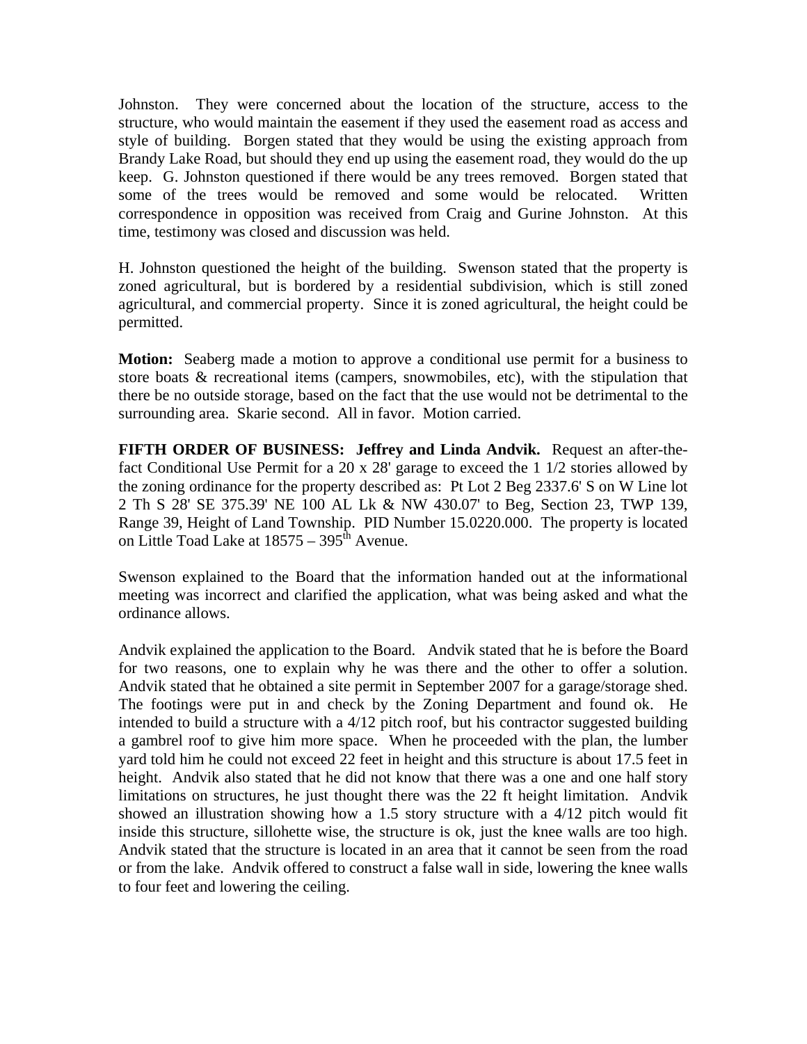Johnston. They were concerned about the location of the structure, access to the structure, who would maintain the easement if they used the easement road as access and style of building. Borgen stated that they would be using the existing approach from Brandy Lake Road, but should they end up using the easement road, they would do the up keep. G. Johnston questioned if there would be any trees removed. Borgen stated that some of the trees would be removed and some would be relocated. Written correspondence in opposition was received from Craig and Gurine Johnston. At this time, testimony was closed and discussion was held.

H. Johnston questioned the height of the building. Swenson stated that the property is zoned agricultural, but is bordered by a residential subdivision, which is still zoned agricultural, and commercial property. Since it is zoned agricultural, the height could be permitted.

**Motion:** Seaberg made a motion to approve a conditional use permit for a business to store boats & recreational items (campers, snowmobiles, etc), with the stipulation that there be no outside storage, based on the fact that the use would not be detrimental to the surrounding area. Skarie second. All in favor. Motion carried.

**FIFTH ORDER OF BUSINESS: Jeffrey and Linda Andvik.** Request an after-the-fact Conditional Use Permit for a 20 x 28' garage to exceed the 1 1/2 stories allowed by the zoning ordinance for the property described as: Pt Lot 2 Beg 2337.6' S on W Line lot 2 Th S 28' SE 375.39' NE 100 AL Lk & NW 430.07' to Beg, Section 23, TWP 139, Range 39, Height of Land Township. PID Number 15.0220.000. The property is located on Little Toad Lake at 18575 – 395th Avenue.

Swenson explained to the Board that the information handed out at the informational meeting was incorrect and clarified the application, what was being asked and what the ordinance allows.

Andvik explained the application to the Board. Andvik stated that he is before the Board for two reasons, one to explain why he was there and the other to offer a solution. Andvik stated that he obtained a site permit in September 2007 for a garage/storage shed. The footings were put in and check by the Zoning Department and found ok. He intended to build a structure with a 4/12 pitch roof, but his contractor suggested building a gambrel roof to give him more space. When he proceeded with the plan, the lumber yard told him he could not exceed 22 feet in height and this structure is about 17.5 feet in height. Andvik also stated that he did not know that there was a one and one half story limitations on structures, he just thought there was the 22 ft height limitation. Andvik showed an illustration showing how a 1.5 story structure with a 4/12 pitch would fit inside this structure, sillohette wise, the structure is ok, just the knee walls are too high. Andvik stated that the structure is located in an area that it cannot be seen from the road or from the lake. Andvik offered to construct a false wall in side, lowering the knee walls to four feet and lowering the ceiling.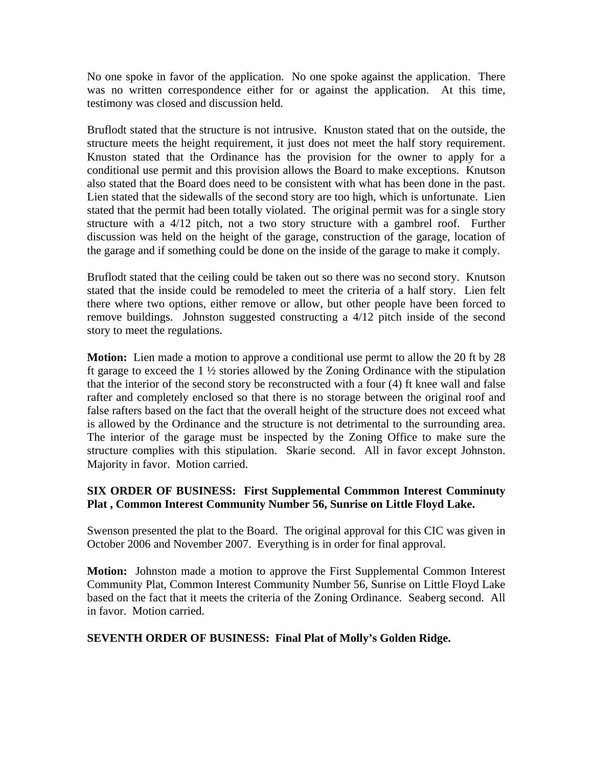No one spoke in favor of the application. No one spoke against the application. There was no written correspondence either for or against the application. At this time, testimony was closed and discussion held.

Bruflodt stated that the structure is not intrusive. Knuston stated that on the outside, the structure meets the height requirement, it just does not meet the half story requirement. Knuston stated that the Ordinance has the provision for the owner to apply for a conditional use permit and this provision allows the Board to make exceptions. Knutson also stated that the Board does need to be consistent with what has been done in the past. Lien stated that the sidewalls of the second story are too high, which is unfortunate. Lien stated that the permit had been totally violated. The original permit was for a single story structure with a 4/12 pitch, not a two story structure with a gambrel roof. Further discussion was held on the height of the garage, construction of the garage, location of the garage and if something could be done on the inside of the garage to make it comply.

Bruflodt stated that the ceiling could be taken out so there was no second story. Knutson stated that the inside could be remodeled to meet the criteria of a half story. Lien felt there where two options, either remove or allow, but other people have been forced to remove buildings. Johnston suggested constructing a 4/12 pitch inside of the second story to meet the regulations.

**Motion:** Lien made a motion to approve a conditional use permt to allow the 20 ft by 28 ft garage to exceed the 1 ½ stories allowed by the Zoning Ordinance with the stipulation that the interior of the second story be reconstructed with a four (4) ft knee wall and false rafter and completely enclosed so that there is no storage between the original roof and false rafters based on the fact that the overall height of the structure does not exceed what is allowed by the Ordinance and the structure is not detrimental to the surrounding area. The interior of the garage must be inspected by the Zoning Office to make sure the structure complies with this stipulation. Skarie second. All in favor except Johnston. Majority in favor. Motion carried.

**SIX ORDER OF BUSINESS: First Supplemental Commmon Interest Comminuty Plat , Common Interest Community Number 56, Sunrise on Little Floyd Lake.**

Swenson presented the plat to the Board. The original approval for this CIC was given in October 2006 and November 2007. Everything is in order for final approval.

**Motion:** Johnston made a motion to approve the First Supplemental Common Interest Community Plat, Common Interest Community Number 56, Sunrise on Little Floyd Lake based on the fact that it meets the criteria of the Zoning Ordinance. Seaberg second. All in favor. Motion carried.

**SEVENTH ORDER OF BUSINESS: Final Plat of Molly's Golden Ridge.**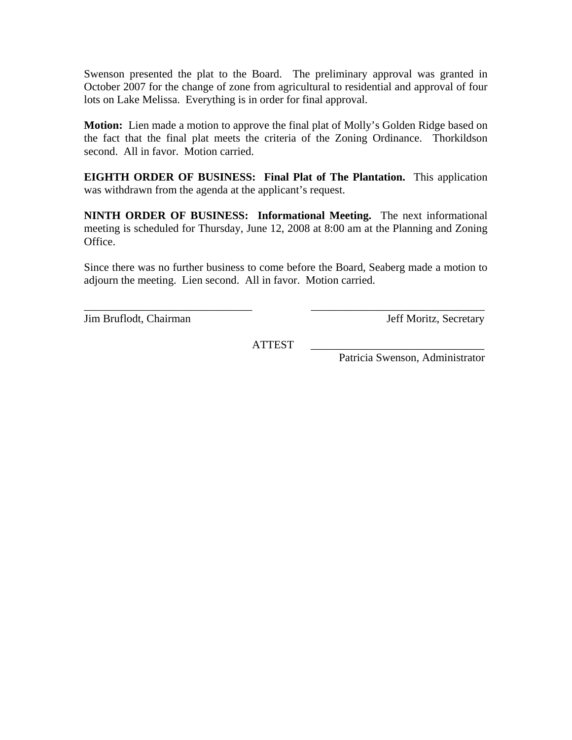Swenson presented the plat to the Board. The preliminary approval was granted in October 2007 for the change of zone from agricultural to residential and approval of four lots on Lake Melissa. Everything is in order for final approval.

**Motion:** Lien made a motion to approve the final plat of Molly's Golden Ridge based on the fact that the final plat meets the criteria of the Zoning Ordinance. Thorkildson second. All in favor. Motion carried.

**EIGHTH ORDER OF BUSINESS: Final Plat of The Plantation.** This application was withdrawn from the agenda at the applicant's request.

**NINTH ORDER OF BUSINESS: Informational Meeting.** The next informational meeting is scheduled for Thursday, June 12, 2008 at 8:00 am at the Planning and Zoning Office.

Since there was no further business to come before the Board, Seaberg made a motion to adjourn the meeting. Lien second. All in favor. Motion carried.

\_\_\_\_\_\_\_\_\_\_\_\_\_\_\_\_\_\_\_\_\_\_\_\_\_\_\_\_\_\_ &nbsp;&nbsp;&nbsp;&nbsp; \_\_\_\_\_\_\_\_\_\_\_\_\_\_\_\_\_\_\_\_\_\_\_\_\_\_\_\_\_\_

Jim Bruflodt, Chairman &nbsp;&nbsp;&nbsp;&nbsp; Jeff Moritz, Secretary

ATTEST \_\_\_\_\_\_\_\_\_\_\_\_\_\_\_\_\_\_\_\_\_\_\_\_\_\_\_\_\_\_

Patricia Swenson, Administrator